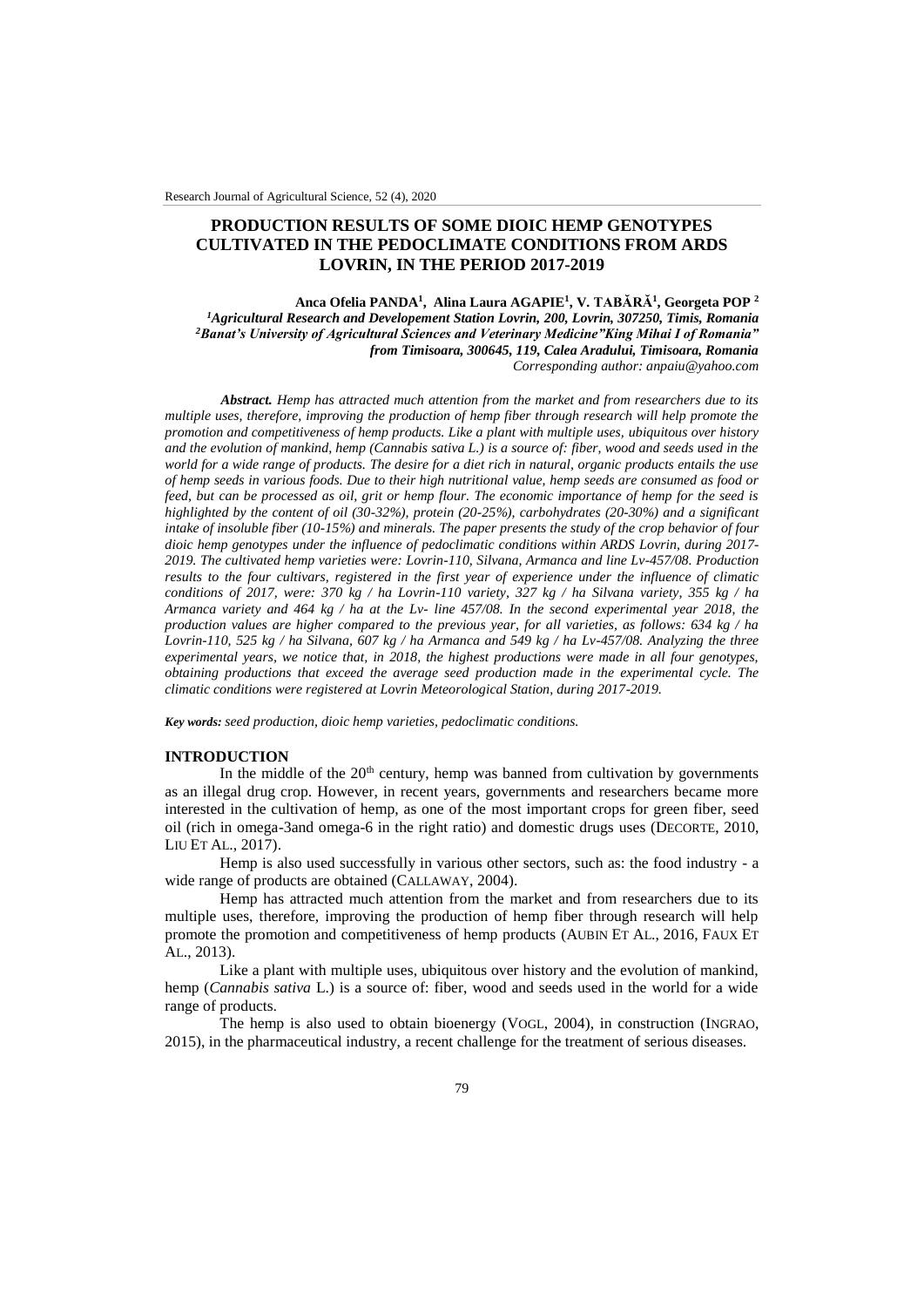# PRODUCTION RESULTS OF SOME DIOIC HEMP GENOTYPES CULTIVATED IN THE PEDOCLIMATE CONDITIONS FROM ARDS LOVRIN, IN THE PERIOD 2017-2019

**Anca Ofelia PANDA[1], Alina Laura AGAPIE[1], V. TABĂRĂ[1], Georgeta POP [2]**

*[1]Agricultural Research and Developement Station Lovrin, 200, Lovrin, 307250, Timis, Romania*
*[2]Banat's University of Agricultural Sciences and Veterinary Medicine"King Mihai I of Romania" from Timisoara, 300645, 119, Calea Aradului, Timisoara, Romania*
*Corresponding author: anpaiu@yahoo.com*

***Abstract.*** *Hemp has attracted much attention from the market and from researchers due to its multiple uses, therefore, improving the production of hemp fiber through research will help promote the promotion and competitiveness of hemp products. Like a plant with multiple uses, ubiquitous over history and the evolution of mankind, hemp (Cannabis sativa L.) is a source of: fiber, wood and seeds used in the world for a wide range of products. The desire for a diet rich in natural, organic products entails the use of hemp seeds in various foods. Due to their high nutritional value, hemp seeds are consumed as food or feed, but can be processed as oil, grit or hemp flour. The economic importance of hemp for the seed is highlighted by the content of oil (30-32%), protein (20-25%), carbohydrates (20-30%) and a significant intake of insoluble fiber (10-15%) and minerals. The paper presents the study of the crop behavior of four dioic hemp genotypes under the influence of pedoclimatic conditions within ARDS Lovrin, during 2017-2019. The cultivated hemp varieties were: Lovrin-110, Silvana, Armanca and line Lv-457/08. Production results to the four cultivars, registered in the first year of experience under the influence of climatic conditions of 2017, were: 370 kg / ha Lovrin-110 variety, 327 kg / ha Silvana variety, 355 kg / ha Armanca variety and 464 kg / ha at the Lv- line 457/08. In the second experimental year 2018, the production values are higher compared to the previous year, for all varieties, as follows: 634 kg / ha Lovrin-110, 525 kg / ha Silvana, 607 kg / ha Armanca and 549 kg / ha Lv-457/08. Analyzing the three experimental years, we notice that, in 2018, the highest productions were made in all four genotypes, obtaining productions that exceed the average seed production made in the experimental cycle. The climatic conditions were registered at Lovrin Meteorological Station, during 2017-2019.*

***Key words:*** *seed production, dioic hemp varieties, pedoclimatic conditions.*

## INTRODUCTION

In the middle of the 20th century, hemp was banned from cultivation by governments as an illegal drug crop. However, in recent years, governments and researchers became more interested in the cultivation of hemp, as one of the most important crops for green fiber, seed oil (rich in omega-3and omega-6 in the right ratio) and domestic drugs uses (DECORTE, 2010, LIU ET AL., 2017).

Hemp is also used successfully in various other sectors, such as: the food industry - a wide range of products are obtained (CALLAWAY, 2004).

Hemp has attracted much attention from the market and from researchers due to its multiple uses, therefore, improving the production of hemp fiber through research will help promote the promotion and competitiveness of hemp products (AUBIN ET AL., 2016, FAUX ET AL., 2013).

Like a plant with multiple uses, ubiquitous over history and the evolution of mankind, hemp (*Cannabis sativa* L.) is a source of: fiber, wood and seeds used in the world for a wide range of products.

The hemp is also used to obtain bioenergy (VOGL, 2004), in construction (INGRAO, 2015), in the pharmaceutical industry, a recent challenge for the treatment of serious diseases.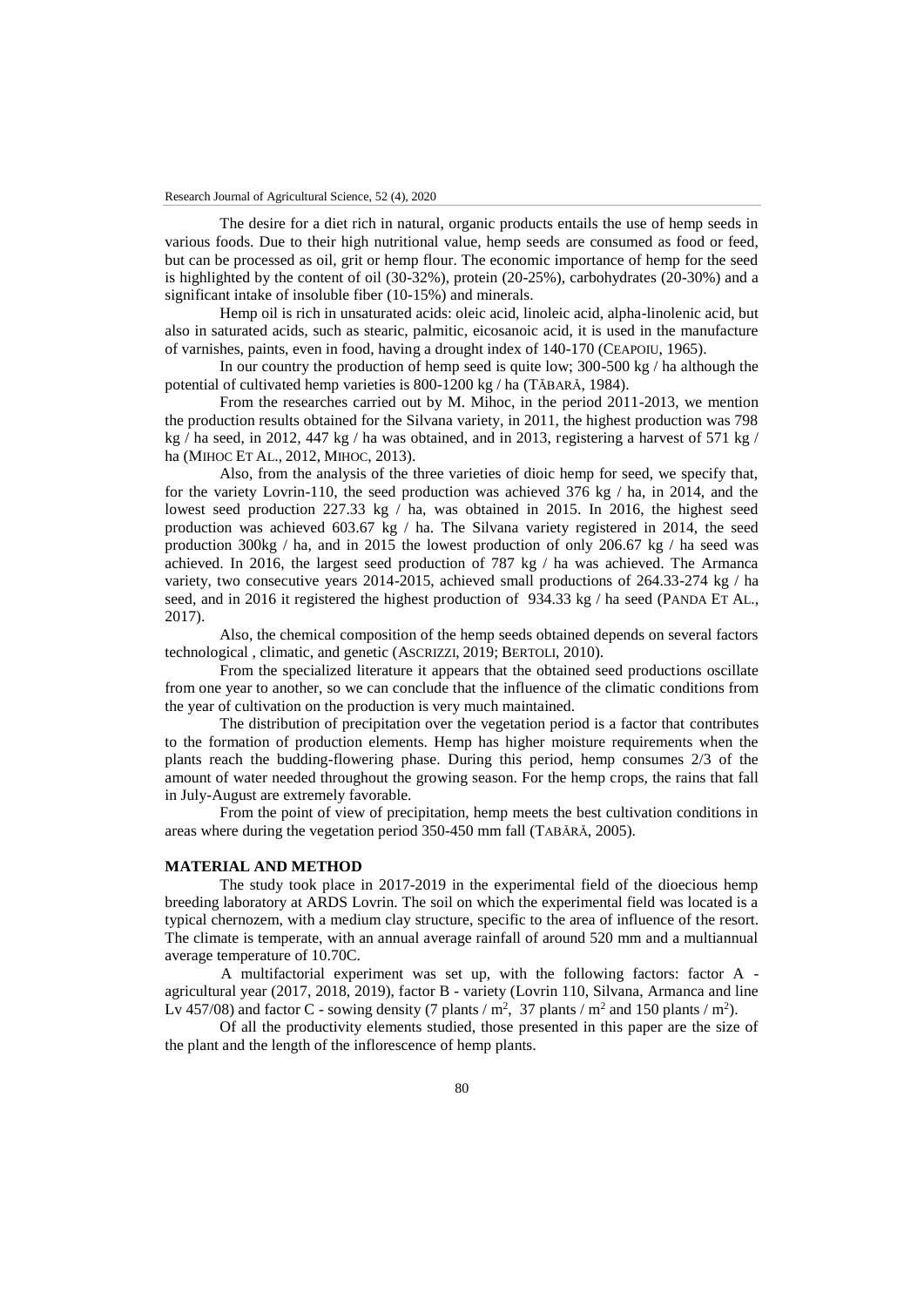The desire for a diet rich in natural, organic products entails the use of hemp seeds in various foods. Due to their high nutritional value, hemp seeds are consumed as food or feed, but can be processed as oil, grit or hemp flour. The economic importance of hemp for the seed is highlighted by the content of oil (30-32%), protein (20-25%), carbohydrates (20-30%) and a significant intake of insoluble fiber (10-15%) and minerals.

Hemp oil is rich in unsaturated acids: oleic acid, linoleic acid, alpha-linolenic acid, but also in saturated acids, such as stearic, palmitic, eicosanoic acid, it is used in the manufacture of varnishes, paints, even in food, having a drought index of 140-170 (CEAPOIU, 1965).

In our country the production of hemp seed is quite low; 300-500 kg / ha although the potential of cultivated hemp varieties is 800-1200 kg / ha (TĂBARĂ, 1984).

From the researches carried out by M. Mihoc, in the period 2011-2013, we mention the production results obtained for the Silvana variety, in 2011, the highest production was 798 kg / ha seed, in 2012, 447 kg / ha was obtained, and in 2013, registering a harvest of 571 kg / ha (MIHOC ET AL., 2012, MIHOC, 2013).

Also, from the analysis of the three varieties of dioic hemp for seed, we specify that, for the variety Lovrin-110, the seed production was achieved 376 kg / ha, in 2014, and the lowest seed production 227.33 kg / ha, was obtained in 2015. In 2016, the highest seed production was achieved 603.67 kg / ha. The Silvana variety registered in 2014, the seed production 300kg / ha, and in 2015 the lowest production of only 206.67 kg / ha seed was achieved. In 2016, the largest seed production of 787 kg / ha was achieved. The Armanca variety, two consecutive years 2014-2015, achieved small productions of 264.33-274 kg / ha seed, and in 2016 it registered the highest production of 934.33 kg / ha seed (PANDA ET AL., 2017).

Also, the chemical composition of the hemp seeds obtained depends on several factors technological , climatic, and genetic (ASCRIZZI, 2019; BERTOLI, 2010).

From the specialized literature it appears that the obtained seed productions oscillate from one year to another, so we can conclude that the influence of the climatic conditions from the year of cultivation on the production is very much maintained.

The distribution of precipitation over the vegetation period is a factor that contributes to the formation of production elements. Hemp has higher moisture requirements when the plants reach the budding-flowering phase. During this period, hemp consumes 2/3 of the amount of water needed throughout the growing season. For the hemp crops, the rains that fall in July-August are extremely favorable.

From the point of view of precipitation, hemp meets the best cultivation conditions in areas where during the vegetation period 350-450 mm fall (TABĂRĂ, 2005).

## MATERIAL AND METHOD

The study took place in 2017-2019 in the experimental field of the dioecious hemp breeding laboratory at ARDS Lovrin. The soil on which the experimental field was located is a typical chernozem, with a medium clay structure, specific to the area of influence of the resort. The climate is temperate, with an annual average rainfall of around 520 mm and a multiannual average temperature of 10.70C.

A multifactorial experiment was set up, with the following factors: factor A - agricultural year (2017, 2018, 2019), factor B - variety (Lovrin 110, Silvana, Armanca and line Lv 457/08) and factor C - sowing density (7 plants / $m^2$, 37 plants / $m^2$ and 150 plants / $m^2$).

Of all the productivity elements studied, those presented in this paper are the size of the plant and the length of the inflorescence of hemp plants.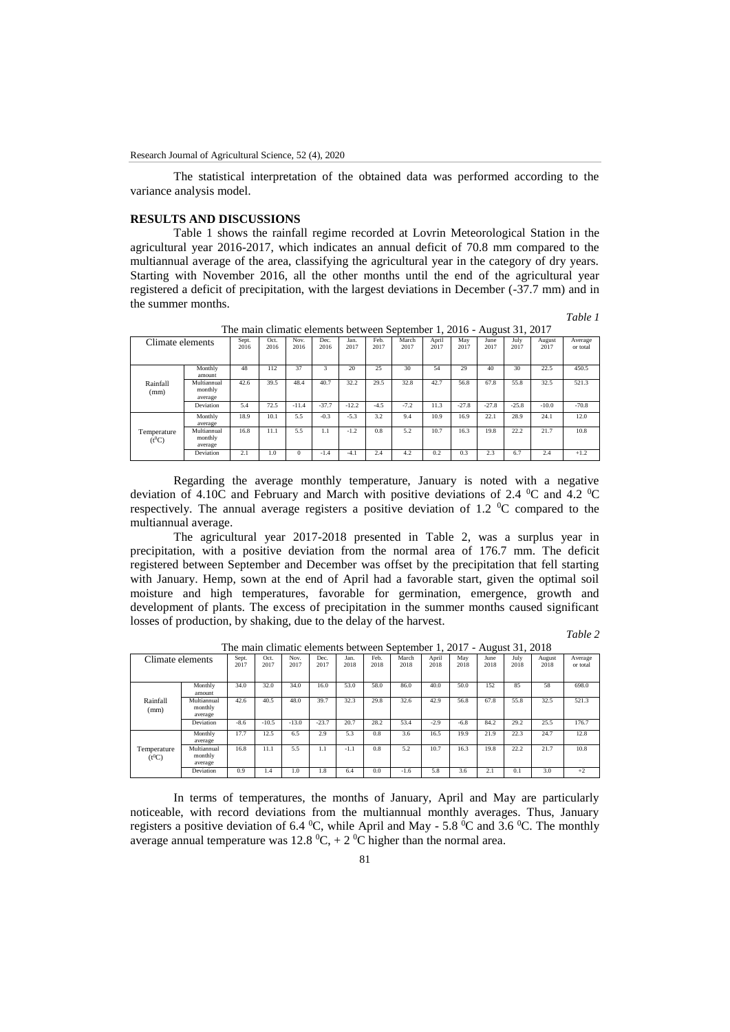The statistical interpretation of the obtained data was performed according to the variance analysis model.

## RESULTS AND DISCUSSIONS

Table 1 shows the rainfall regime recorded at Lovrin Meteorological Station in the agricultural year 2016-2017, which indicates an annual deficit of 70.8 mm compared to the multiannual average of the area, classifying the agricultural year in the category of dry years. Starting with November 2016, all the other months until the end of the agricultural year registered a deficit of precipitation, with the largest deviations in December (-37.7 mm) and in the summer months.

*Table 1*

The main climatic elements between September 1, 2016 - August 31, 2017

| Climate elements | | Sept. 2016 | Oct. 2016 | Nov. 2016 | Dec. 2016 | Jan. 2017 | Feb. 2017 | March 2017 | April 2017 | May 2017 | June 2017 | July 2017 | August 2017 | Average or total |
|---|---|---|---|---|---|---|---|---|---|---|---|---|---|---|
| Rainfall (mm) | Monthly amount | 48 | 112 | 37 | 3 | 20 | 25 | 30 | 54 | 29 | 40 | 30 | 22.5 | 450.5 |
| | Multiannual monthly average | 42.6 | 39.5 | 48.4 | 40.7 | 32.2 | 29.5 | 32.8 | 42.7 | 56.8 | 67.8 | 55.8 | 32.5 | 521.3 |
| | Deviation | 5.4 | 72.5 | -11.4 | -37.7 | -12.2 | -4.5 | -7.2 | 11.3 | -27.8 | -27.8 | -25.8 | -10.0 | -70.8 |
| Temperature ($t^0C$) | Monthly average | 18.9 | 10.1 | 5.5 | -0.3 | -5.3 | 3.2 | 9.4 | 10.9 | 16.9 | 22.1 | 28.9 | 24.1 | 12.0 |
| | Multiannual monthly average | 16.8 | 11.1 | 5.5 | 1.1 | -1.2 | 0.8 | 5.2 | 10.7 | 16.3 | 19.8 | 22.2 | 21.7 | 10.8 |
| | Deviation | 2.1 | 1.0 | 0 | -1.4 | -4.1 | 2.4 | 4.2 | 0.2 | 0.3 | 2.3 | 6.7 | 2.4 | +1.2 |

Regarding the average monthly temperature, January is noted with a negative deviation of 4.10C and February and March with positive deviations of 2.4 $^0C$ and 4.2 $^0C$ respectively. The annual average registers a positive deviation of 1.2 $^0C$ compared to the multiannual average.

The agricultural year 2017-2018 presented in Table 2, was a surplus year in precipitation, with a positive deviation from the normal area of 176.7 mm. The deficit registered between September and December was offset by the precipitation that fell starting with January. Hemp, sown at the end of April had a favorable start, given the optimal soil moisture and high temperatures, favorable for germination, emergence, growth and development of plants. The excess of precipitation in the summer months caused significant losses of production, by shaking, due to the delay of the harvest.

*Table 2*

The main climatic elements between September 1, 2017 - August 31, 2018

| Climate elements | | Sept. 2017 | Oct. 2017 | Nov. 2017 | Dec. 2017 | Jan. 2018 | Feb. 2018 | March 2018 | April 2018 | May 2018 | June 2018 | July 2018 | August 2018 | Average or total |
|---|---|---|---|---|---|---|---|---|---|---|---|---|---|---|
| Rainfall (mm) | Monthly amount | 34.0 | 32.0 | 34.0 | 16.0 | 53.0 | 58.0 | 86.0 | 40.0 | 50.0 | 152 | 85 | 58 | 698.0 |
| | Multiannual monthly average | 42.6 | 40.5 | 48.0 | 39.7 | 32.3 | 29.8 | 32.6 | 42.9 | 56.8 | 67.8 | 55.8 | 32.5 | 521.3 |
| | Deviation | -8.6 | -10.5 | -13.0 | -23.7 | 20.7 | 28.2 | 53.4 | -2.9 | -6.8 | 84.2 | 29.2 | 25.5 | 176.7 |
| Temperature ($t^0C$) | Monthly average | 17.7 | 12.5 | 6.5 | 2.9 | 5.3 | 0.8 | 3.6 | 16.5 | 19.9 | 21.9 | 22.3 | 24.7 | 12.8 |
| | Multiannual monthly average | 16.8 | 11.1 | 5.5 | 1.1 | -1.1 | 0.8 | 5.2 | 10.7 | 16.3 | 19.8 | 22.2 | 21.7 | 10.8 |
| | Deviation | 0.9 | 1.4 | 1.0 | 1.8 | 6.4 | 0.0 | -1.6 | 5.8 | 3.6 | 2.1 | 0.1 | 3.0 | +2 |

In terms of temperatures, the months of January, April and May are particularly noticeable, with record deviations from the multiannual monthly averages. Thus, January registers a positive deviation of 6.4 $^0C$, while April and May - 5.8 $^0C$ and 3.6 $^0C$. The monthly average annual temperature was 12.8 $^0C$, + 2 $^0C$ higher than the normal area.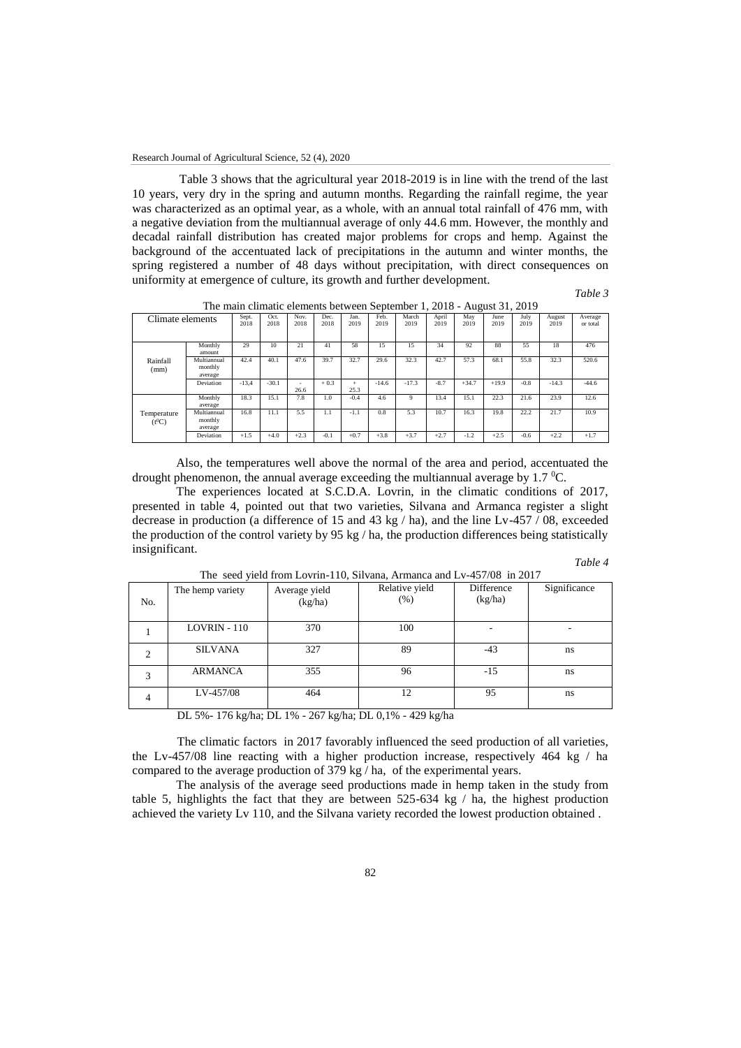Table 3 shows that the agricultural year 2018-2019 is in line with the trend of the last 10 years, very dry in the spring and autumn months. Regarding the rainfall regime, the year was characterized as an optimal year, as a whole, with an annual total rainfall of 476 mm, with a negative deviation from the multiannual average of only 44.6 mm. However, the monthly and decadal rainfall distribution has created major problems for crops and hemp. Against the background of the accentuated lack of precipitations in the autumn and winter months, the spring registered a number of 48 days without precipitation, with direct consequences on uniformity at emergence of culture, its growth and further development.

*Table 3*

The main climatic elements between September 1, 2018 - August 31, 2019

| Climate elements | | Sept. 2018 | Oct. 2018 | Nov. 2018 | Dec. 2018 | Jan. 2019 | Feb. 2019 | March 2019 | April 2019 | May 2019 | June 2019 | July 2019 | August 2019 | Average or total |
|---|---|---|---|---|---|---|---|---|---|---|---|---|---|---|
| Rainfall (mm) | Monthly amount | 29 | 10 | 21 | 41 | 58 | 15 | 15 | 34 | 92 | 88 | 55 | 18 | 476 |
| | Multiannual monthly average | 42.4 | 40.1 | 47.6 | 39.7 | 32.7 | 29.6 | 32.3 | 42.7 | 57.3 | 68.1 | 55.8 | 32.3 | 520.6 |
| | Deviation | -13,4 | -30.1 | - 26.6 | + 0.3 | + 25.3 | -14.6 | -17.3 | -8.7 | +34.7 | +19.9 | -0.8 | -14.3 | -44.6 |
| Temperature ($t^0C$) | Monthly average | 18.3 | 15.1 | 7.8 | 1.0 | -0.4 | 4.6 | 9 | 13.4 | 15.1 | 22.3 | 21.6 | 23.9 | 12.6 |
| | Multiannual monthly average | 16.8 | 11.1 | 5.5 | 1.1 | -1.1 | 0.8 | 5.3 | 10.7 | 16.3 | 19.8 | 22.2 | 21.7 | 10.9 |
| | Deviation | +1.5 | +4.0 | +2.3 | -0.1 | +0.7 | +3.8 | +3.7 | +2.7 | -1.2 | +2.5 | -0.6 | +2.2 | +1.7 |

Also, the temperatures well above the normal of the area and period, accentuated the drought phenomenon, the annual average exceeding the multiannual average by 1.7 $^0$C.

The experiences located at S.C.D.A. Lovrin, in the climatic conditions of 2017, presented in table 4, pointed out that two varieties, Silvana and Armanca register a slight decrease in production (a difference of 15 and 43 kg / ha), and the line Lv-457 / 08, exceeded the production of the control variety by 95 kg / ha, the production differences being statistically insignificant.

*Table 4*

The seed yield from Lovrin-110, Silvana, Armanca and Lv-457/08 in 2017

| No. | The hemp variety | Average yield (kg/ha) | Relative yield (%) | Difference (kg/ha) | Significance |
|---|---|---|---|---|---|
| 1 | LOVRIN - 110 | 370 | 100 | - | - |
| 2 | SILVANA | 327 | 89 | -43 | ns |
| 3 | ARMANCA | 355 | 96 | -15 | ns |
| 4 | LV-457/08 | 464 | 12 | 95 | ns |

DL 5%- 176 kg/ha; DL 1% - 267 kg/ha; DL 0,1% - 429 kg/ha

The climatic factors in 2017 favorably influenced the seed production of all varieties, the Lv-457/08 line reacting with a higher production increase, respectively 464 kg / ha compared to the average production of 379 kg / ha, of the experimental years.

The analysis of the average seed productions made in hemp taken in the study from table 5, highlights the fact that they are between 525-634 kg / ha, the highest production achieved the variety Lv 110, and the Silvana variety recorded the lowest production obtained .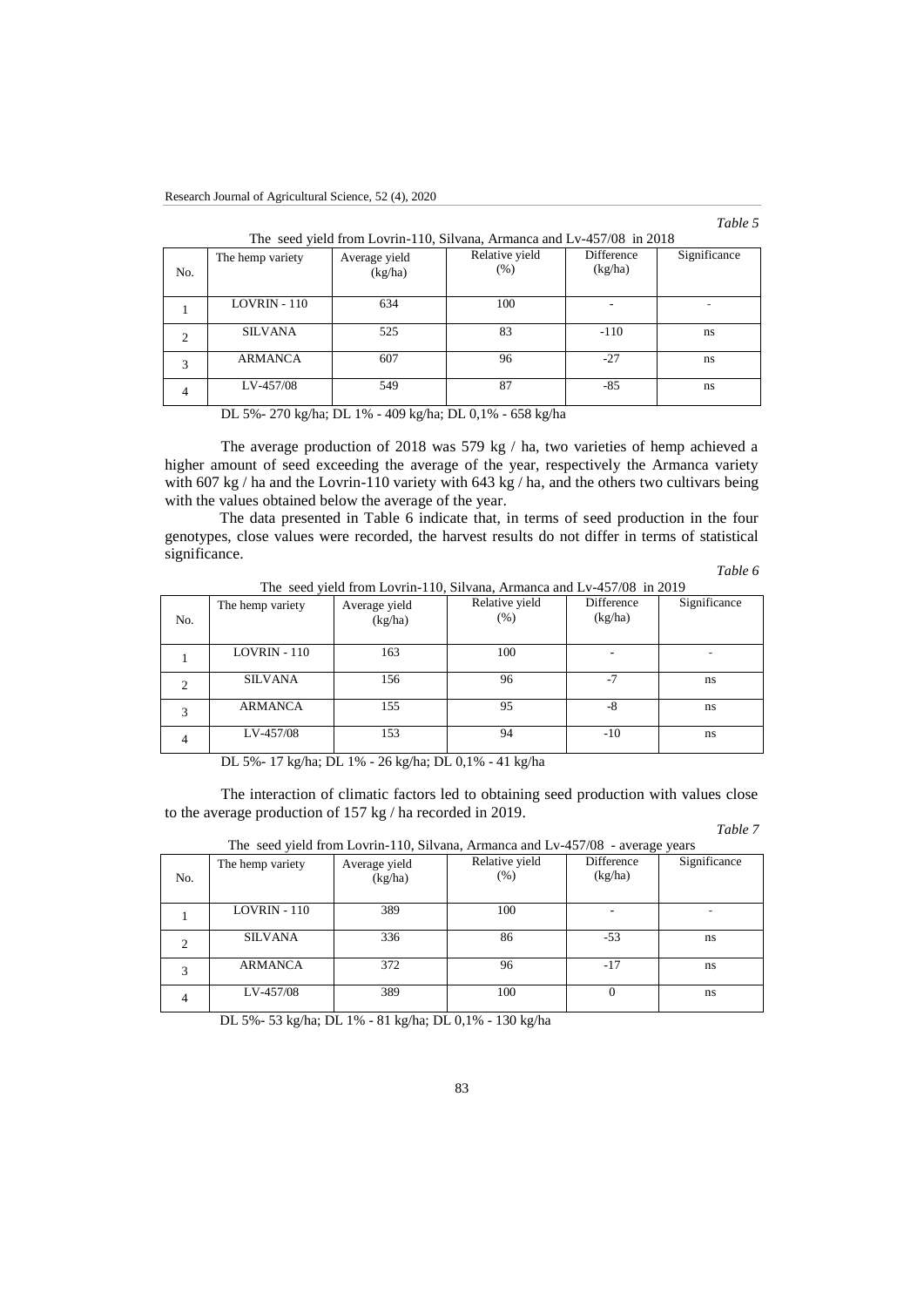*Table 5*

The seed yield from Lovrin-110, Silvana, Armanca and Lv-457/08 in 2018

| No. | The hemp variety | Average yield (kg/ha) | Relative yield (%) | Difference (kg/ha) | Significance |
|---|---|---|---|---|---|
| 1 | LOVRIN - 110 | 634 | 100 | - | - |
| 2 | SILVANA | 525 | 83 | -110 | ns |
| 3 | ARMANCA | 607 | 96 | -27 | ns |
| 4 | LV-457/08 | 549 | 87 | -85 | ns |

DL 5%- 270 kg/ha; DL 1% - 409 kg/ha; DL 0,1% - 658 kg/ha

The average production of 2018 was 579 kg / ha, two varieties of hemp achieved a higher amount of seed exceeding the average of the year, respectively the Armanca variety with 607 kg / ha and the Lovrin-110 variety with 643 kg / ha, and the others two cultivars being with the values obtained below the average of the year.

The data presented in Table 6 indicate that, in terms of seed production in the four genotypes, close values were recorded, the harvest results do not differ in terms of statistical significance.

*Table 6*

The seed yield from Lovrin-110, Silvana, Armanca and Lv-457/08 in 2019

| No. | The hemp variety | Average yield (kg/ha) | Relative yield (%) | Difference (kg/ha) | Significance |
|---|---|---|---|---|---|
| 1 | LOVRIN - 110 | 163 | 100 | - | - |
| 2 | SILVANA | 156 | 96 | -7 | ns |
| 3 | ARMANCA | 155 | 95 | -8 | ns |
| 4 | LV-457/08 | 153 | 94 | -10 | ns |

DL 5%- 17 kg/ha; DL 1% - 26 kg/ha; DL 0,1% - 41 kg/ha

The interaction of climatic factors led to obtaining seed production with values close to the average production of 157 kg / ha recorded in 2019.

*Table 7*

The seed yield from Lovrin-110, Silvana, Armanca and Lv-457/08 - average years

| No. | The hemp variety | Average yield (kg/ha) | Relative yield (%) | Difference (kg/ha) | Significance |
|---|---|---|---|---|---|
| 1 | LOVRIN - 110 | 389 | 100 | - | - |
| 2 | SILVANA | 336 | 86 | -53 | ns |
| 3 | ARMANCA | 372 | 96 | -17 | ns |
| 4 | LV-457/08 | 389 | 100 | 0 | ns |

DL 5%- 53 kg/ha; DL 1% - 81 kg/ha; DL 0,1% - 130 kg/ha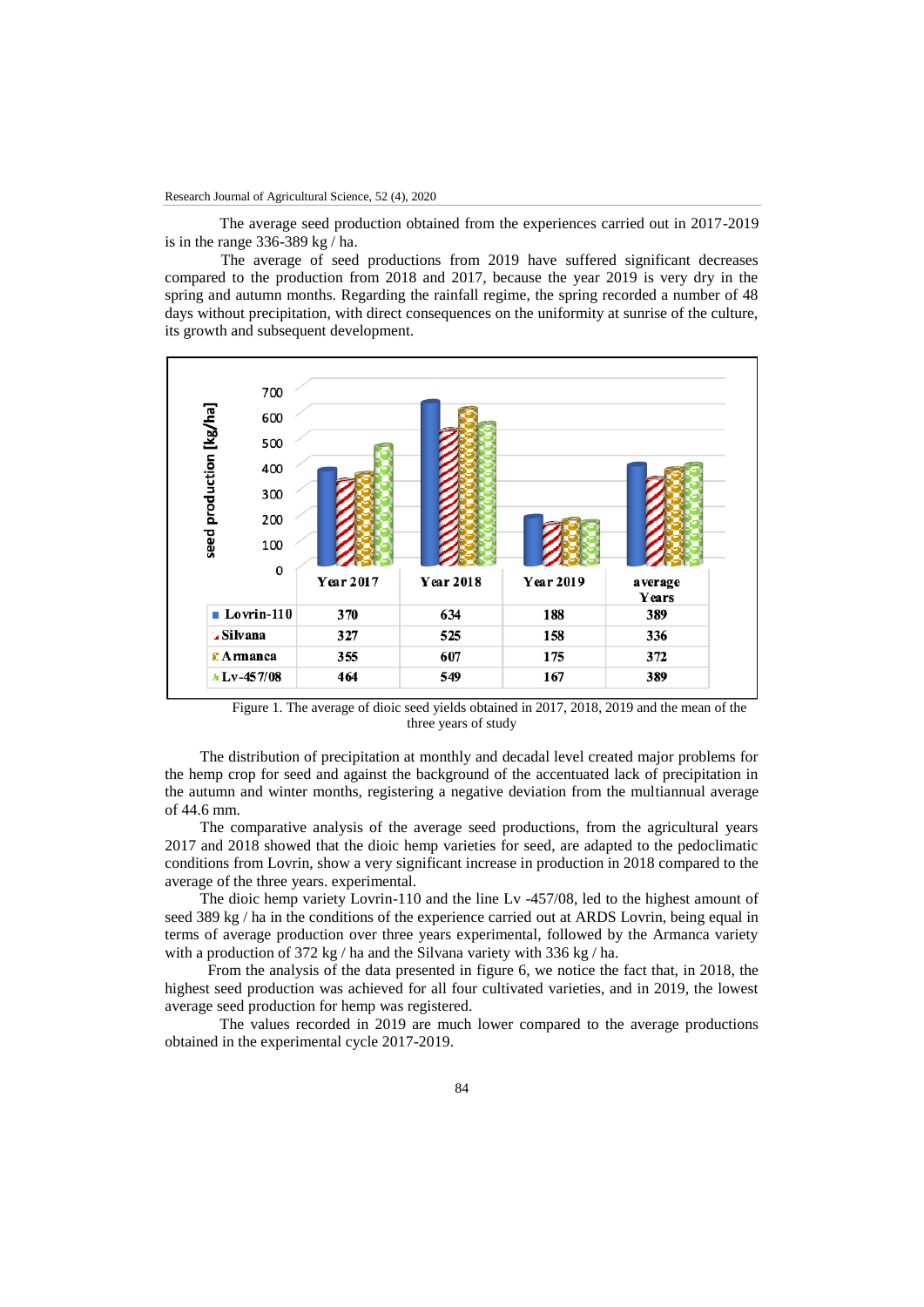The average seed production obtained from the experiences carried out in 2017-2019 is in the range 336-389 kg / ha.

The average of seed productions from 2019 have suffered significant decreases compared to the production from 2018 and 2017, because the year 2019 is very dry in the spring and autumn months. Regarding the rainfall regime, the spring recorded a number of 48 days without precipitation, with direct consequences on the uniformity at sunrise of the culture, its growth and subsequent development.

| | Year 2017 | Year 2018 | Year 2019 | average Years |
|---|---|---|---|---|
| Lovrin-110 | 370 | 634 | 188 | 389 |
| Silvana | 327 | 525 | 158 | 336 |
| Armanca | 355 | 607 | 175 | 372 |
| Lv-457/08 | 464 | 549 | 167 | 389 |

Figure 1. The average of dioic seed yields obtained in 2017, 2018, 2019 and the mean of the three years of study

The distribution of precipitation at monthly and decadal level created major problems for the hemp crop for seed and against the background of the accentuated lack of precipitation in the autumn and winter months, registering a negative deviation from the multiannual average of 44.6 mm.

The comparative analysis of the average seed productions, from the agricultural years 2017 and 2018 showed that the dioic hemp varieties for seed, are adapted to the pedoclimatic conditions from Lovrin, show a very significant increase in production in 2018 compared to the average of the three years. experimental.

The dioic hemp variety Lovrin-110 and the line Lv -457/08, led to the highest amount of seed 389 kg / ha in the conditions of the experience carried out at ARDS Lovrin, being equal in terms of average production over three years experimental, followed by the Armanca variety with a production of 372 kg / ha and the Silvana variety with 336 kg / ha.

From the analysis of the data presented in figure 6, we notice the fact that, in 2018, the highest seed production was achieved for all four cultivated varieties, and in 2019, the lowest average seed production for hemp was registered.

The values recorded in 2019 are much lower compared to the average productions obtained in the experimental cycle 2017-2019.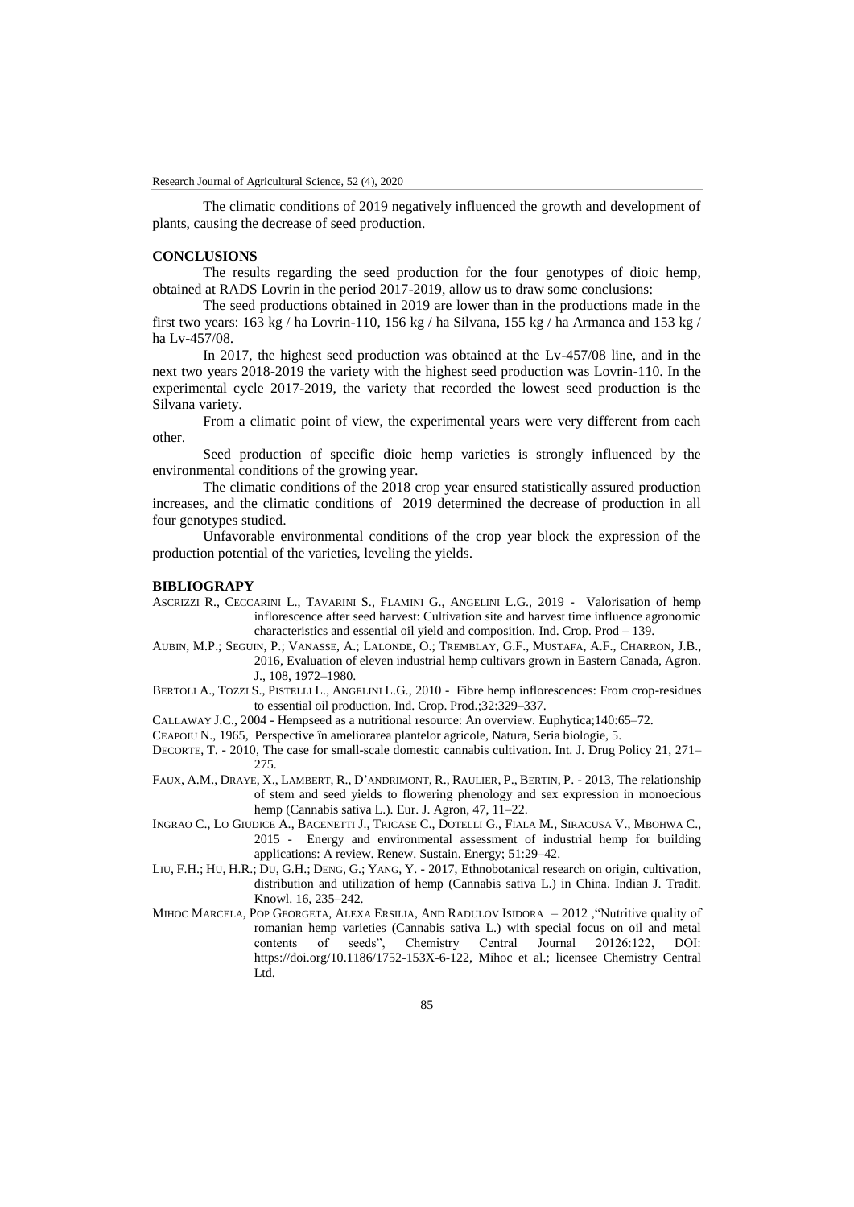The climatic conditions of 2019 negatively influenced the growth and development of plants, causing the decrease of seed production.

## CONCLUSIONS

The results regarding the seed production for the four genotypes of dioic hemp, obtained at RADS Lovrin in the period 2017-2019, allow us to draw some conclusions:

The seed productions obtained in 2019 are lower than in the productions made in the first two years: 163 kg / ha Lovrin-110, 156 kg / ha Silvana, 155 kg / ha Armanca and 153 kg / ha Lv-457/08.

In 2017, the highest seed production was obtained at the Lv-457/08 line, and in the next two years 2018-2019 the variety with the highest seed production was Lovrin-110. In the experimental cycle 2017-2019, the variety that recorded the lowest seed production is the Silvana variety.

From a climatic point of view, the experimental years were very different from each other.

Seed production of specific dioic hemp varieties is strongly influenced by the environmental conditions of the growing year.

The climatic conditions of the 2018 crop year ensured statistically assured production increases, and the climatic conditions of 2019 determined the decrease of production in all four genotypes studied.

Unfavorable environmental conditions of the crop year block the expression of the production potential of the varieties, leveling the yields.

## BIBLIOGRAPY

ASCRIZZI R., CECCARINI L., TAVARINI S., FLAMINI G., ANGELINI L.G., 2019 - Valorisation of hemp inflorescence after seed harvest: Cultivation site and harvest time influence agronomic characteristics and essential oil yield and composition. Ind. Crop. Prod – 139.

AUBIN, M.P.; SEGUIN, P.; VANASSE, A.; LALONDE, O.; TREMBLAY, G.F., MUSTAFA, A.F., CHARRON, J.B., 2016, Evaluation of eleven industrial hemp cultivars grown in Eastern Canada, Agron. J., 108, 1972–1980.

BERTOLI A., TOZZI S., PISTELLI L., ANGELINI L.G., 2010 - Fibre hemp inflorescences: From crop-residues to essential oil production. Ind. Crop. Prod.;32:329–337.

CALLAWAY J.C., 2004 - Hempseed as a nutritional resource: An overview. Euphytica;140:65–72.

CEAPOIU N., 1965, Perspective în ameliorarea plantelor agricole, Natura, Seria biologie, 5.

DECORTE, T. - 2010, The case for small-scale domestic cannabis cultivation. Int. J. Drug Policy 21, 271–275.

FAUX, A.M., DRAYE, X., LAMBERT, R., D'ANDRIMONT, R., RAULIER, P., BERTIN, P. - 2013, The relationship of stem and seed yields to flowering phenology and sex expression in monoecious hemp (Cannabis sativa L.). Eur. J. Agron, 47, 11–22.

INGRAO C., LO GIUDICE A., BACENETTI J., TRICASE C., DOTELLI G., FIALA M., SIRACUSA V., MBOHWA C., 2015 - Energy and environmental assessment of industrial hemp for building applications: A review. Renew. Sustain. Energy; 51:29–42.

LIU, F.H.; HU, H.R.; DU, G.H.; DENG, G.; YANG, Y. - 2017, Ethnobotanical research on origin, cultivation, distribution and utilization of hemp (Cannabis sativa L.) in China. Indian J. Tradit. Knowl. 16, 235–242.

MIHOC MARCELA, POP GEORGETA, ALEXA ERSILIA, AND RADULOV ISIDORA – 2012 ,"Nutritive quality of romanian hemp varieties (Cannabis sativa L.) with special focus on oil and metal contents of seeds", Chemistry Central Journal 20126:122, DOI: https://doi.org/10.1186/1752-153X-6-122, Mihoc et al.; licensee Chemistry Central Ltd.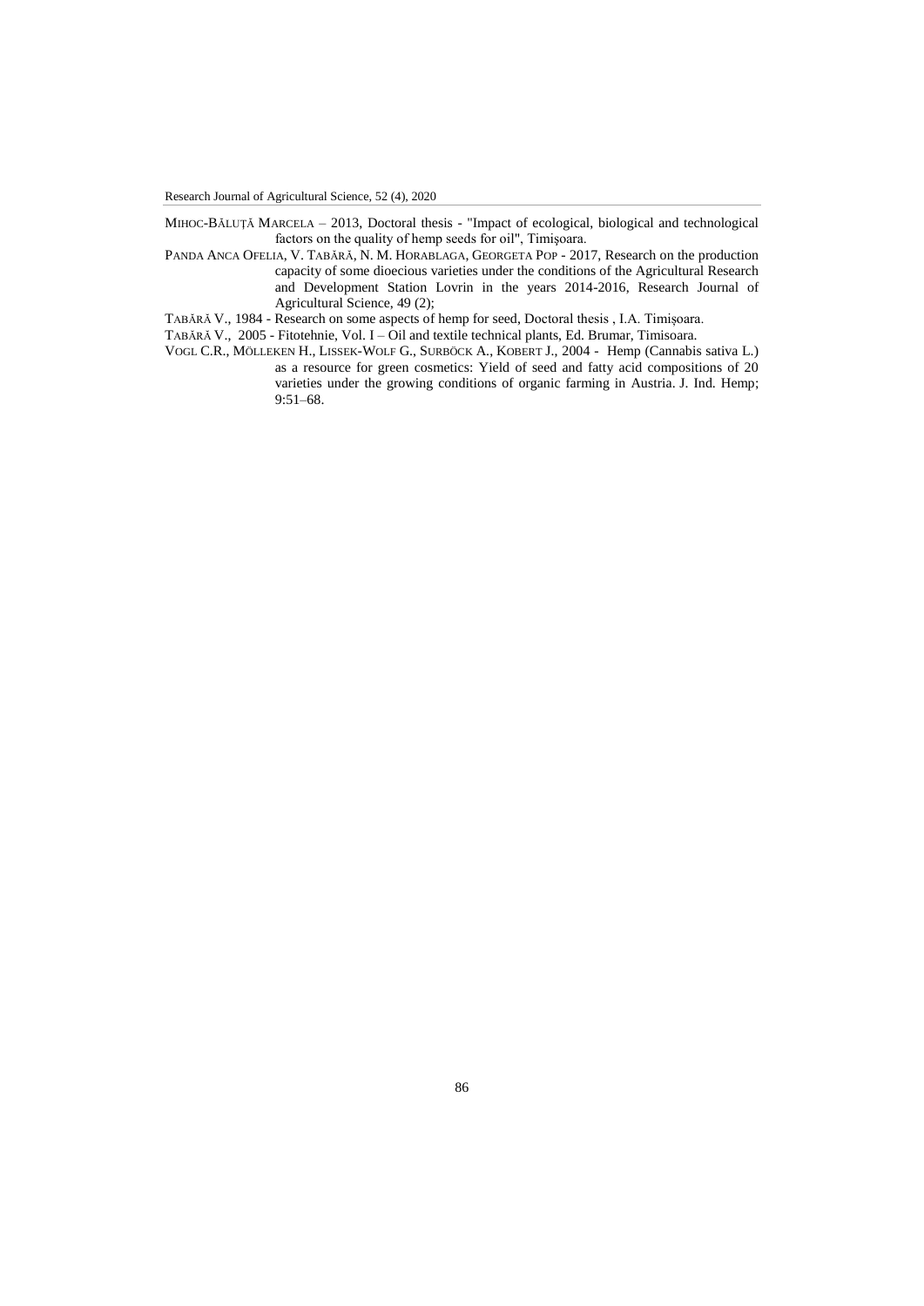MIHOC-BĂLUȚĂ MARCELA – 2013, Doctoral thesis - "Impact of ecological, biological and technological factors on the quality of hemp seeds for oil", Timişoara.

PANDA ANCA OFELIA, V. TABĂRĂ, N. M. HORABLAGA, GEORGETA POP - 2017, Research on the production capacity of some dioecious varieties under the conditions of the Agricultural Research and Development Station Lovrin in the years 2014-2016, Research Journal of Agricultural Science, 49 (2);

TABĂRĂ V., 1984 - Research on some aspects of hemp for seed, Doctoral thesis , I.A. Timișoara.

TABĂRĂ V., 2005 - Fitotehnie, Vol. I – Oil and textile technical plants, Ed. Brumar, Timisoara.

VOGL C.R., MÖLLEKEN H., LISSEK-WOLF G., SURBÖCK A., KOBERT J., 2004 - Hemp (Cannabis sativa L.) as a resource for green cosmetics: Yield of seed and fatty acid compositions of 20 varieties under the growing conditions of organic farming in Austria. J. Ind. Hemp; 9:51–68.